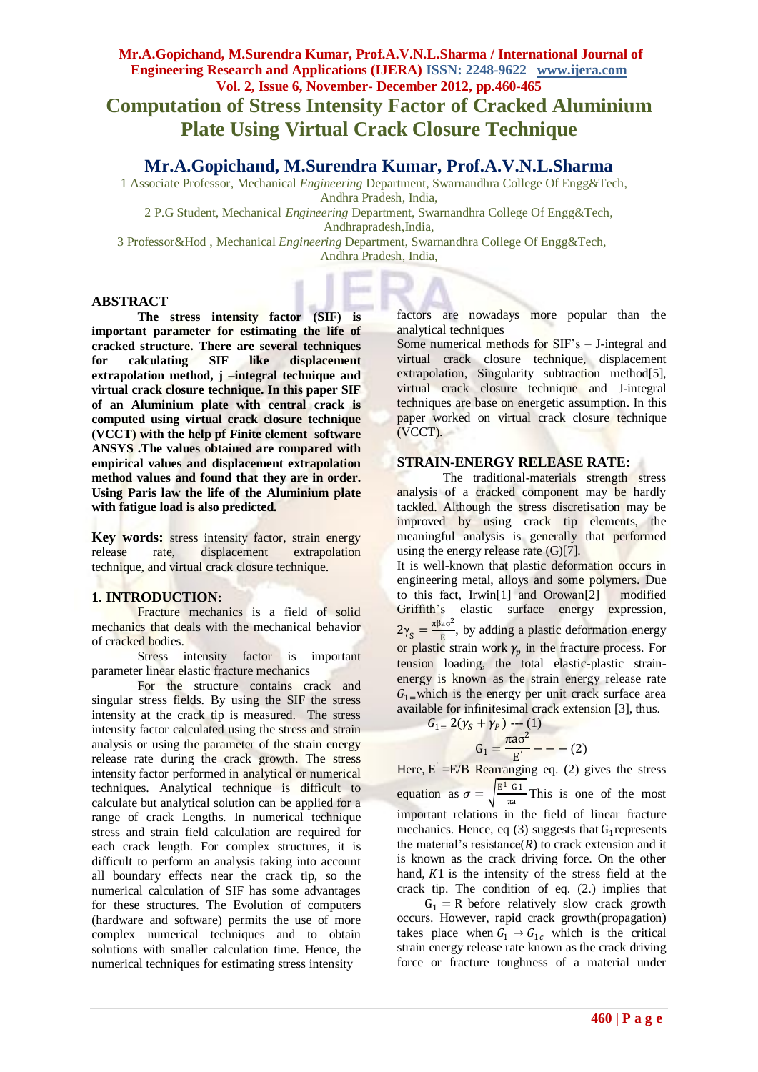# Computation of Stress Intensity Factor of Cracked Aluminium Plate Using Virtual Crack Closure Technique

## Mr.A.Gopichand, M.Surendra Kumar, Prof.A.V.N.L.Sharma

1 Associate Professor, Mechanical *Engineering* Department, Swarnandhra College Of Engg&Tech, Andhra Pradesh, India,

2 P.G Student, Mechanical *Engineering* Department, Swarnandhra College Of Engg&Tech, Andhrapradesh,India,

3 Professor&Hod , Mechanical *Engineering* Department, Swarnandhra College Of Engg&Tech, Andhra Pradesh, India,

## ABSTRACT

**The stress intensity factor (SIF) is important parameter for estimating the life of cracked structure. There are several techniques for calculating SIF like displacement extrapolation method, j –integral technique and virtual crack closure technique. In this paper SIF of an Aluminium plate with central crack is computed using virtual crack closure technique (VCCT) with the help pf Finite element software ANSYS .The values obtained are compared with empirical values and displacement extrapolation method values and found that they are in order. Using Paris law the life of the Aluminium plate with fatigue load is also predicted.**

**Key words:** stress intensity factor, strain energy release rate, displacement extrapolation technique, and virtual crack closure technique.

## 1. INTRODUCTION:

Fracture mechanics is a field of solid mechanics that deals with the mechanical behavior of cracked bodies.

Stress intensity factor is important parameter linear elastic fracture mechanics

For the structure contains crack and singular stress fields. By using the SIF the stress intensity at the crack tip is measured. The stress intensity factor calculated using the stress and strain analysis or using the parameter of the strain energy release rate during the crack growth. The stress intensity factor performed in analytical or numerical techniques. Analytical technique is difficult to calculate but analytical solution can be applied for a range of crack Lengths. In numerical technique stress and strain field calculation are required for each crack length. For complex structures, it is difficult to perform an analysis taking into account all boundary effects near the crack tip, so the numerical calculation of SIF has some advantages for these structures. The Evolution of computers (hardware and software) permits the use of more complex numerical techniques and to obtain solutions with smaller calculation time. Hence, the numerical techniques for estimating stress intensity factors are nowadays more popular than the analytical techniques

Some numerical methods for SIF's – J-integral and virtual crack closure technique, displacement extrapolation, Singularity subtraction method[5], virtual crack closure technique and J-integral techniques are base on energetic assumption. In this paper worked on virtual crack closure technique (VCCT).

## STRAIN-ENERGY RELEASE RATE:

The traditional-materials strength stress analysis of a cracked component may be hardly tackled. Although the stress discretisation may be improved by using crack tip elements, the meaningful analysis is generally that performed using the energy release rate (G)[7].

It is well-known that plastic deformation occurs in engineering metal, alloys and some polymers. Due to this fact, Irwin[1] and Orowan[2] modified Griffith's elastic surface energy expression, $2\gamma_S = \frac{\pi\beta a\sigma^2}{E}$, by adding a plastic deformation energy or plastic strain work $\gamma_p$ in the fracture process. For tension loading, the total elastic-plastic strain-energy is known as the strain energy release rate $G_1$ which is the energy per unit crack surface area available for infinitesimal crack extension [3], thus.

$$G_1 = 2(\gamma_S + \gamma_P) \text{ --- (1)}$$

$$G_1 = \frac{\pi a\sigma^2}{E'} --- (2)$$

Here, $E'$ =E/B Rearranging eq. (2) gives the stress equation as $\sigma = \sqrt{\frac{E^1 \; G1}{\pi a}}$ This is one of the most important relations in the field of linear fracture mechanics. Hence, eq (3) suggests that $G_1$ represents the material's resistance($R$) to crack extension and it is known as the crack driving force. On the other hand, $K1$ is the intensity of the stress field at the crack tip. The condition of eq. (2.) implies that

$G_1 = R$ before relatively slow crack growth occurs. However, rapid crack growth(propagation) takes place when $G_1 \rightarrow G_{1c}$ which is the critical strain energy release rate known as the crack driving force or fracture toughness of a material under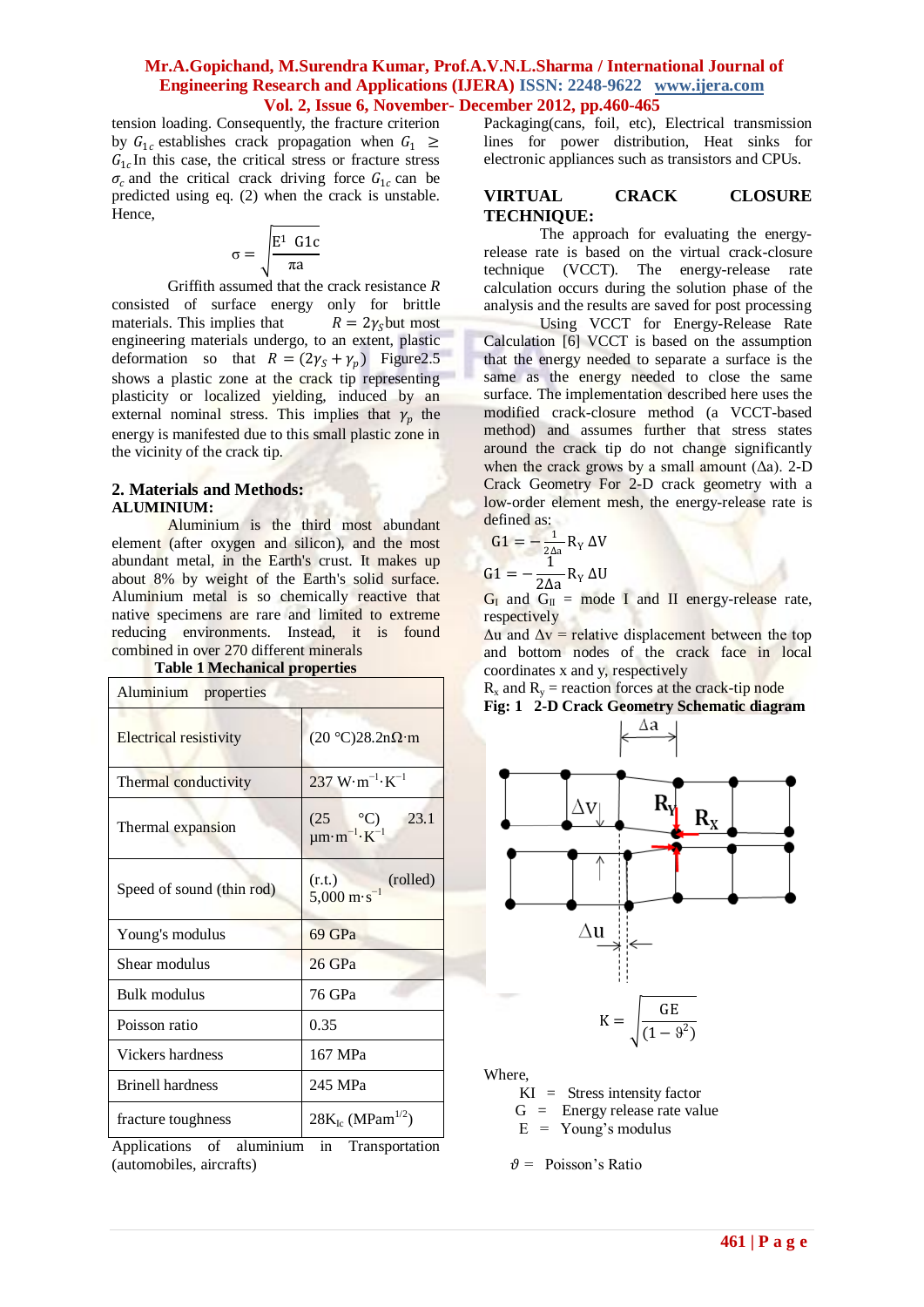tension loading. Consequently, the fracture criterion by $G_{1c}$ establishes crack propagation when $G_1 \geq G_{1c}$ In this case, the critical stress or fracture stress $\sigma_c$ and the critical crack driving force $G_{1c}$ can be predicted using eq. (2) when the crack is unstable. Hence,

$$\sigma = \sqrt{\frac{E^1 \; G1c}{\pi a}}$$

Griffith assumed that the crack resistance $R$ consisted of surface energy only for brittle materials. This implies that $R = 2\gamma_S$ but most engineering materials undergo, to an extent, plastic deformation so that $R = (2\gamma_S + \gamma_p)$ Figure2.5 shows a plastic zone at the crack tip representing plasticity or localized yielding, induced by an external nominal stress. This implies that $\gamma_p$ the energy is manifested due to this small plastic zone in the vicinity of the crack tip.

## 2. Materials and Methods:

### ALUMINIUM:

Aluminium is the third most abundant element (after oxygen and silicon), and the most abundant metal, in the Earth's crust. It makes up about 8% by weight of the Earth's solid surface. Aluminium metal is so chemically reactive that native specimens are rare and limited to extreme reducing environments. Instead, it is found combined in over 270 different minerals

**Table 1 Mechanical properties**

| Aluminium properties | |
|---|---|
| Electrical resistivity | (20 °C)28.2nΩ·m |
| Thermal conductivity | 237 W·m$^{-1}$·K$^{-1}$ |
| Thermal expansion | (25 °C) 23.1 µm·m$^{-1}$·K$^{-1}$ |
| Speed of sound (thin rod) | (r.t.) (rolled) 5,000 m·s$^{-1}$ |
| Young's modulus | 69 GPa |
| Shear modulus | 26 GPa |
| Bulk modulus | 76 GPa |
| Poisson ratio | 0.35 |
| Vickers hardness | 167 MPa |
| Brinell hardness | 245 MPa |
| fracture toughness | 28$K_{Ic}$ (MPam$^{1/2}$) |

Applications of aluminium in Transportation (automobiles, aircrafts) Packaging(cans, foil, etc), Electrical transmission lines for power distribution, Heat sinks for electronic appliances such as transistors and CPUs.

## VIRTUAL CRACK CLOSURE TECHNIQUE:

The approach for evaluating the energy-release rate is based on the virtual crack-closure technique (VCCT). The energy-release rate calculation occurs during the solution phase of the analysis and the results are saved for post processing

Using VCCT for Energy-Release Rate Calculation [6] VCCT is based on the assumption that the energy needed to separate a surface is the same as the energy needed to close the same surface. The implementation described here uses the modified crack-closure method (a VCCT-based method) and assumes further that stress states around the crack tip do not change significantly when the crack grows by a small amount (Δa). 2-D Crack Geometry For 2-D crack geometry with a low-order element mesh, the energy-release rate is defined as:

$$G1 = -\frac{1}{2\Delta a} R_Y \, \Delta V$$

$$G1 = -\frac{1}{2\Delta a} R_Y \, \Delta U$$

$G_I$ and $G_{II}$ = mode I and II energy-release rate, respectively

Δu and Δv = relative displacement between the top and bottom nodes of the crack face in local coordinates x and y, respectively

$R_x$ and $R_y$ = reaction forces at the crack-tip node

**Fig: 1 2-D Crack Geometry Schematic diagram**

$$K = \sqrt{\frac{GE}{(1-\vartheta^2)}}$$

Where,

KI = Stress intensity factor
G = Energy release rate value
E = Young's modulus

$\vartheta$ = Poisson's Ratio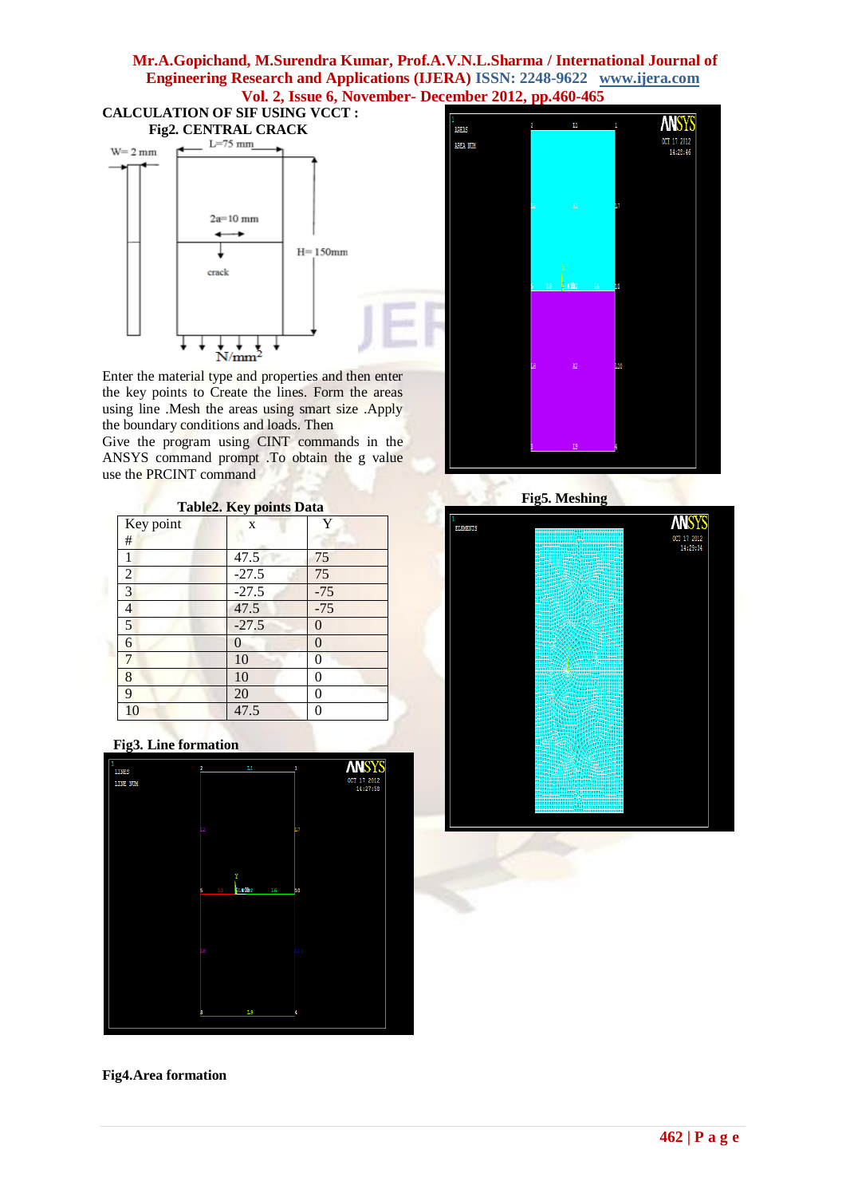**CALCULATION OF SIF USING VCCT :**

**Fig2. CENTRAL CRACK**

Enter the material type and properties and then enter the key points to Create the lines. Form the areas using line .Mesh the areas using smart size .Apply the boundary conditions and loads. Then

Give the program using CINT commands in the ANSYS command prompt .To obtain the g value use the PRCINT command

**Table2. Key points Data**

| Key point # | x | Y |
|---|---|---|
| 1 | 47.5 | 75 |
| 2 | -27.5 | 75 |
| 3 | -27.5 | -75 |
| 4 | 47.5 | -75 |
| 5 | -27.5 | 0 |
| 6 | 0 | 0 |
| 7 | 10 | 0 |
| 8 | 10 | 0 |
| 9 | 20 | 0 |
| 10 | 47.5 | 0 |

**Fig3. Line formation**

**Fig4.Area formation**

**Fig5. Meshing**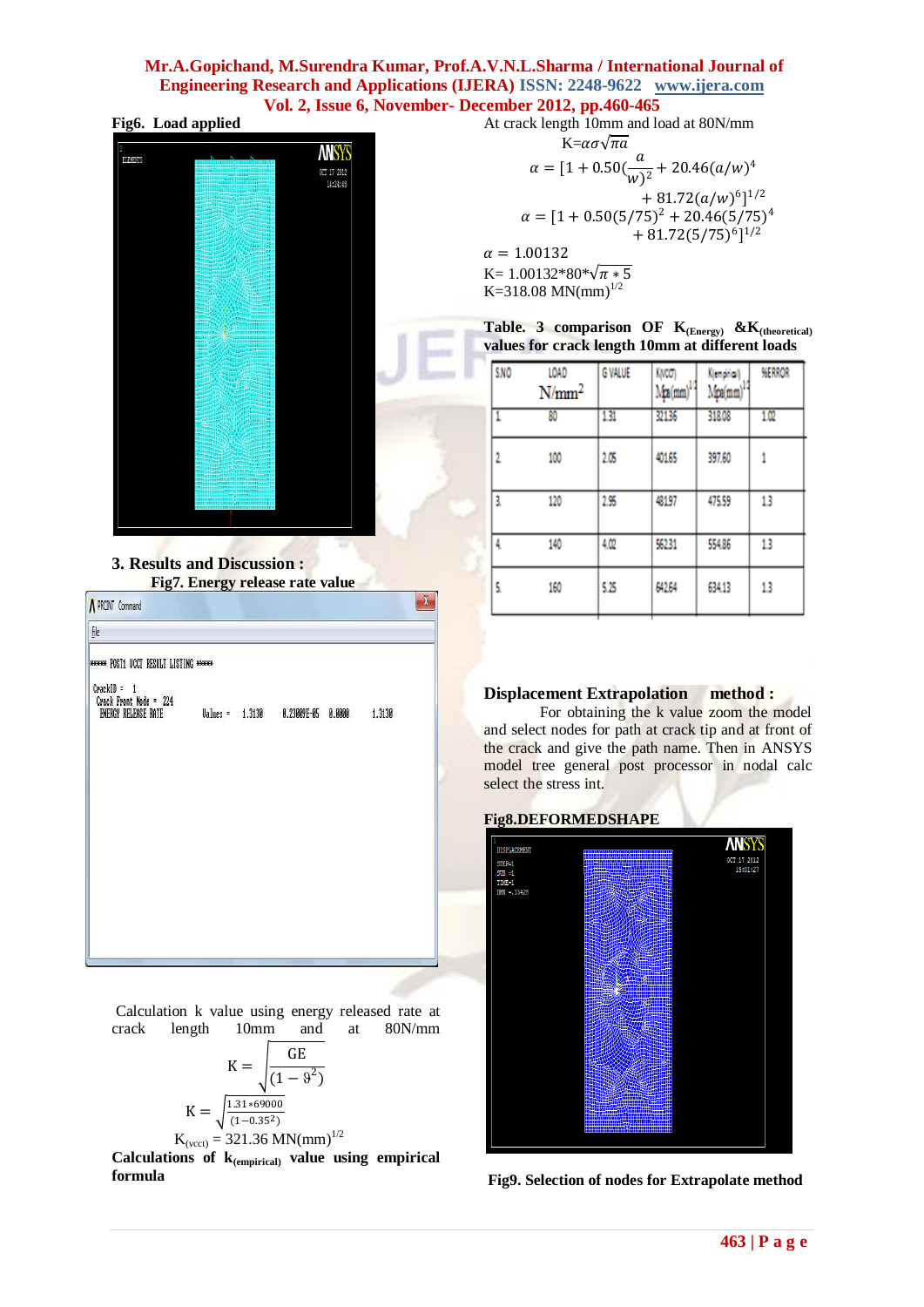**Fig6. Load applied**

## 3. Results and Discussion :

**Fig7. Energy release rate value**

Calculation k value using energy released rate at crack length 10mm and at 80N/mm

$$K = \sqrt{\frac{GE}{(1-\vartheta^2)}}$$

$$K = \sqrt{\frac{1.31*69000}{(1-0.35^2)}}$$

$K_{(vcct)}$ = 321.36 MN(mm)$^{1/2}$

**Calculations of $k_{(empirical)}$ value using empirical formula**

At crack length 10mm and load at 80N/mm

$$K = \alpha\sigma\sqrt{\pi a}$$

$$\alpha = [1 + 0.50(\frac{a}{w})^2 + 20.46(a/w)^4 + 81.72(a/w)^6]^{1/2}$$

$$\alpha = [1 + 0.50(5/75)^2 + 20.46(5/75)^4 + 81.72(5/75)^6]^{1/2}$$

$\alpha = 1.00132$

K= 1.00132*80*$\sqrt{\pi * 5}$

K=318.08 MN(mm)$^{1/2}$

**Table. 3 comparison OF $K_{(Energy)}$ & $K_{(theoretical)}$ values for crack length 10mm at different loads**

| S.NO | LOAD N/mm$^2$ | G VALUE | K(VCCT) Mpa(mm)$^{1/2}$ | K(empirical) Mpa(mm)$^{1/2}$ | %ERROR |
|---|---|---|---|---|---|
| 1 | 80 | 1.31 | 321.36 | 318.08 | 1.02 |
| 2 | 100 | 2.05 | 401.65 | 397.60 | 1 |
| 3 | 120 | 2.95 | 481.97 | 475.59 | 1.3 |
| 4 | 140 | 4.02 | 562.31 | 554.86 | 1.3 |
| 5 | 160 | 5.25 | 642.64 | 634.13 | 1.3 |

**Displacement Extrapolation method :**

For obtaining the k value zoom the model and select nodes for path at crack tip and at front of the crack and give the path name. Then in ANSYS model tree general post processor in nodal calc select the stress int.

**Fig8.DEFORMEDSHAPE**

**Fig9. Selection of nodes for Extrapolate method**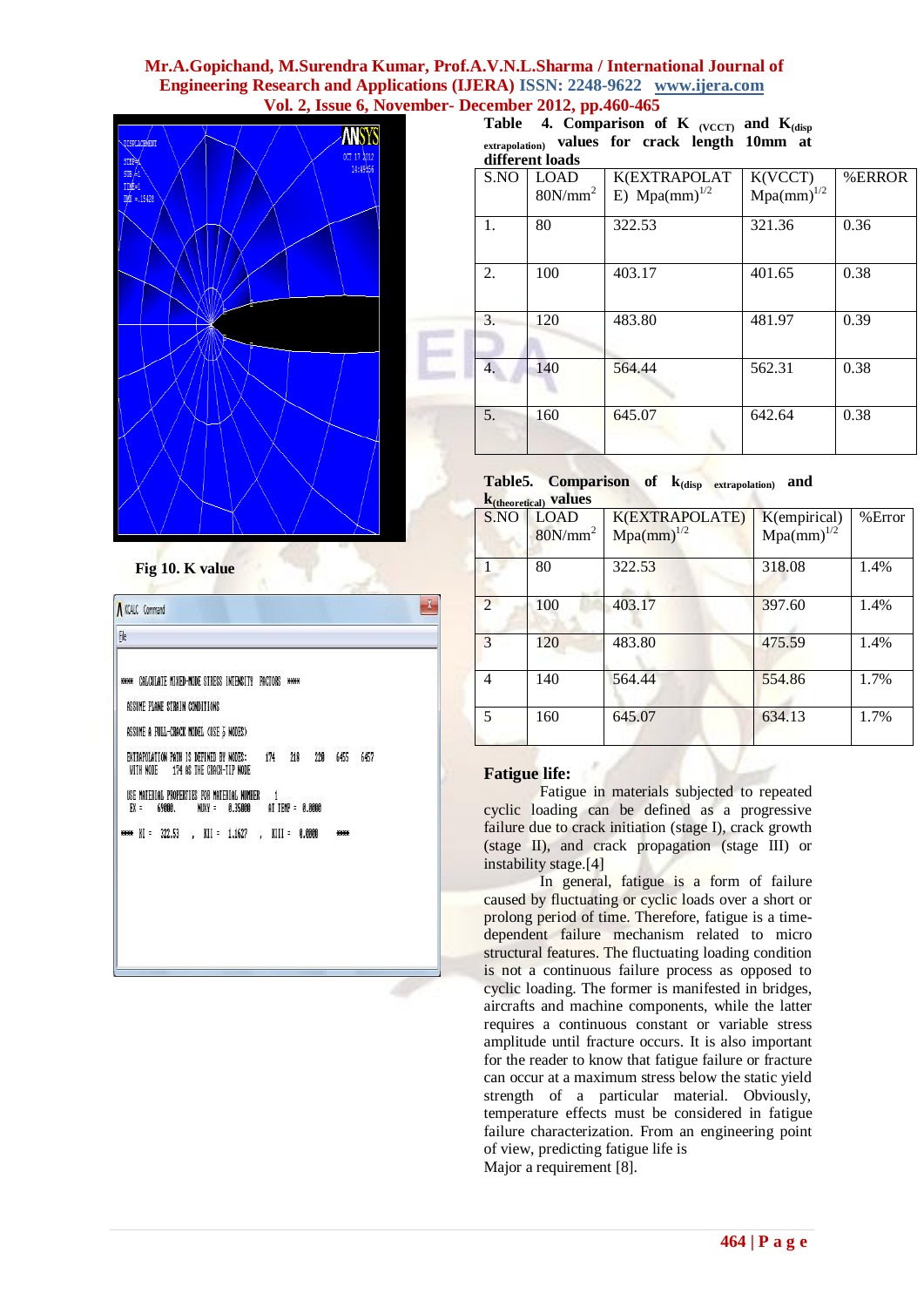Fig 10. K value

Table 4. Comparison of K $_{(VCCT)}$ and $K_{(disp\ extrapolation)}$ values for crack length 10mm at different loads

| S.NO | LOAD 80N/mm$^2$ | K(EXTRAPOLATE) Mpa(mm)$^{1/2}$ | K(VCCT) Mpa(mm)$^{1/2}$ | %ERROR |
|---|---|---|---|---|
| 1. | 80 | 322.53 | 321.36 | 0.36 |
| 2. | 100 | 403.17 | 401.65 | 0.38 |
| 3. | 120 | 483.80 | 481.97 | 0.39 |
| 4. | 140 | 564.44 | 562.31 | 0.38 |
| 5. | 160 | 645.07 | 642.64 | 0.38 |

Table5. Comparison of $k_{(disp\ extrapolation)}$ and $k_{(theoretical)}$ values

| S.NO | LOAD 80N/mm$^2$ | K(EXTRAPOLATE) Mpa(mm)$^{1/2}$ | K(empirical) Mpa(mm)$^{1/2}$ | %Error |
|---|---|---|---|---|
| 1 | 80 | 322.53 | 318.08 | 1.4% |
| 2 | 100 | 403.17 | 397.60 | 1.4% |
| 3 | 120 | 483.80 | 475.59 | 1.4% |
| 4 | 140 | 564.44 | 554.86 | 1.7% |
| 5 | 160 | 645.07 | 634.13 | 1.7% |

## Fatigue life:

Fatigue in materials subjected to repeated cyclic loading can be defined as a progressive failure due to crack initiation (stage I), crack growth (stage II), and crack propagation (stage III) or instability stage.[4]

In general, fatigue is a form of failure caused by fluctuating or cyclic loads over a short or prolong period of time. Therefore, fatigue is a time-dependent failure mechanism related to micro structural features. The fluctuating loading condition is not a continuous failure process as opposed to cyclic loading. The former is manifested in bridges, aircrafts and machine components, while the latter requires a continuous constant or variable stress amplitude until fracture occurs. It is also important for the reader to know that fatigue failure or fracture can occur at a maximum stress below the static yield strength of a particular material. Obviously, temperature effects must be considered in fatigue failure characterization. From an engineering point of view, predicting fatigue life is

Major a requirement [8].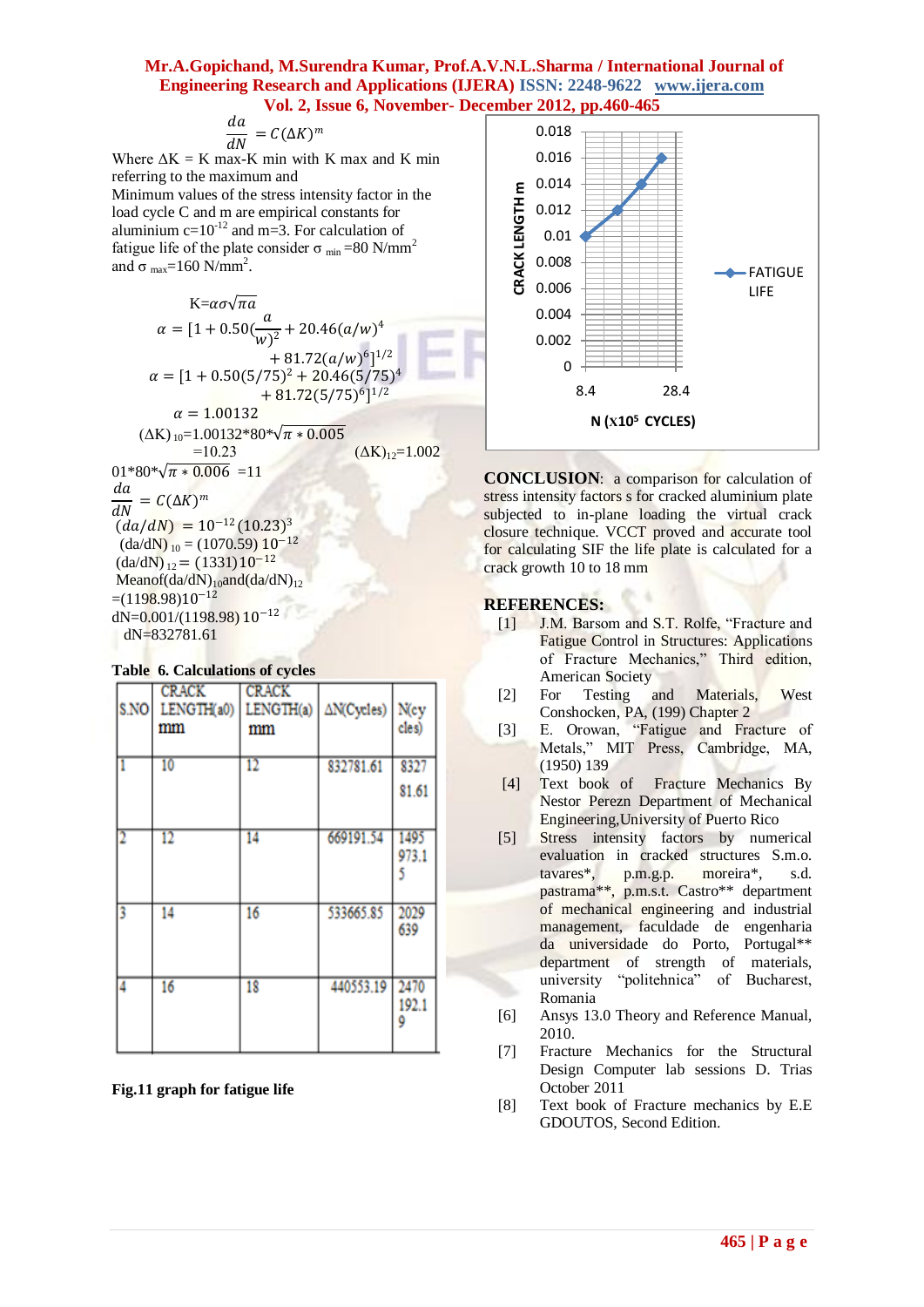$$\frac{da}{dN} = C(\Delta K)^m$$

Where ΔK = K max-K min with K max and K min referring to the maximum and

Minimum values of the stress intensity factor in the load cycle C and m are empirical constants for aluminium $c=10^{-12}$ and m=3. For calculation of fatigue life of the plate consider $\sigma_{min}$ =80 N/mm$^2$ and $\sigma_{max}$=160 N/mm$^2$.

$$K=\alpha\sigma\sqrt{\pi a}$$

$$\alpha = [1 + 0.50(\frac{a}{w})^2 + 20.46(a/w)^4 + 81.72(a/w)^6]^{1/2}$$

$$\alpha = [1 + 0.50(5/75)^2 + 20.46(5/75)^4 + 81.72(5/75)^6]^{1/2}$$

$$\alpha = 1.00132$$

$(\Delta K)_{10}$=1.00132*80*$\sqrt{\pi * 0.005}$ =10.23 $(\Delta K)_{12}$=1.00201*80*$\sqrt{\pi * 0.006}$ =11

$$\frac{da}{dN} = C(\Delta K)^m$$

$(da/dN) = 10^{-12}(10.23)^3$

$(da/dN)_{10} = (1070.59)\ 10^{-12}$

$(da/dN)_{12} = (1331)10^{-12}$

Meanof$(da/dN)_{10}$and$(da/dN)_{12}$ $=(1198.98)10^{-12}$

dN=0.001/(1198.98) $10^{-12}$

dN=832781.61

**Table 6. Calculations of cycles**

| S.NO | CRACK LENGTH(a0) mm | CRACK LENGTH(a) mm | ΔN(Cycles) | N(cycles) |
|---|---|---|---|---|
| 1 | 10 | 12 | 832781.61 | 832781.61 |
| 2 | 12 | 14 | 669191.54 | 1495973.15 |
| 3 | 14 | 16 | 533665.85 | 2029639 |
| 4 | 16 | 18 | 440553.19 | 2470192.19 |

CRACK LENGTH m

0.018
0.016
0.014
0.012
0.01
0.008
0.006
0.004
0.002
0

8.4
28.4

N (x10$^5$ CYCLES)

FATIGUE LIFE

**Fig.11 graph for fatigue life**

**CONCLUSION**: a comparison for calculation of stress intensity factors s for cracked aluminium plate subjected to in-plane loading the virtual crack closure technique. VCCT proved and accurate tool for calculating SIF the life plate is calculated for a crack growth 10 to 18 mm

## REFERENCES:

[1] J.M. Barsom and S.T. Rolfe, "Fracture and Fatigue Control in Structures: Applications of Fracture Mechanics," Third edition, American Society

[2] For Testing and Materials, West Conshocken, PA, (199) Chapter 2

[3] E. Orowan, "Fatigue and Fracture of Metals," MIT Press, Cambridge, MA, (1950) 139

[4] Text book of Fracture Mechanics By Nestor Perezn Department of Mechanical Engineering,University of Puerto Rico

[5] Stress intensity factors by numerical evaluation in cracked structures S.m.o. tavares*, p.m.g.p. moreira*, s.d. pastrama**, p.m.s.t. Castro** department of mechanical engineering and industrial management, faculdade de engenharia da universidade do Porto, Portugal** department of strength of materials, university "politehnica" of Bucharest, Romania

[6] Ansys 13.0 Theory and Reference Manual, 2010.

[7] Fracture Mechanics for the Structural Design Computer lab sessions D. Trias October 2011

[8] Text book of Fracture mechanics by E.E GDOUTOS, Second Edition.